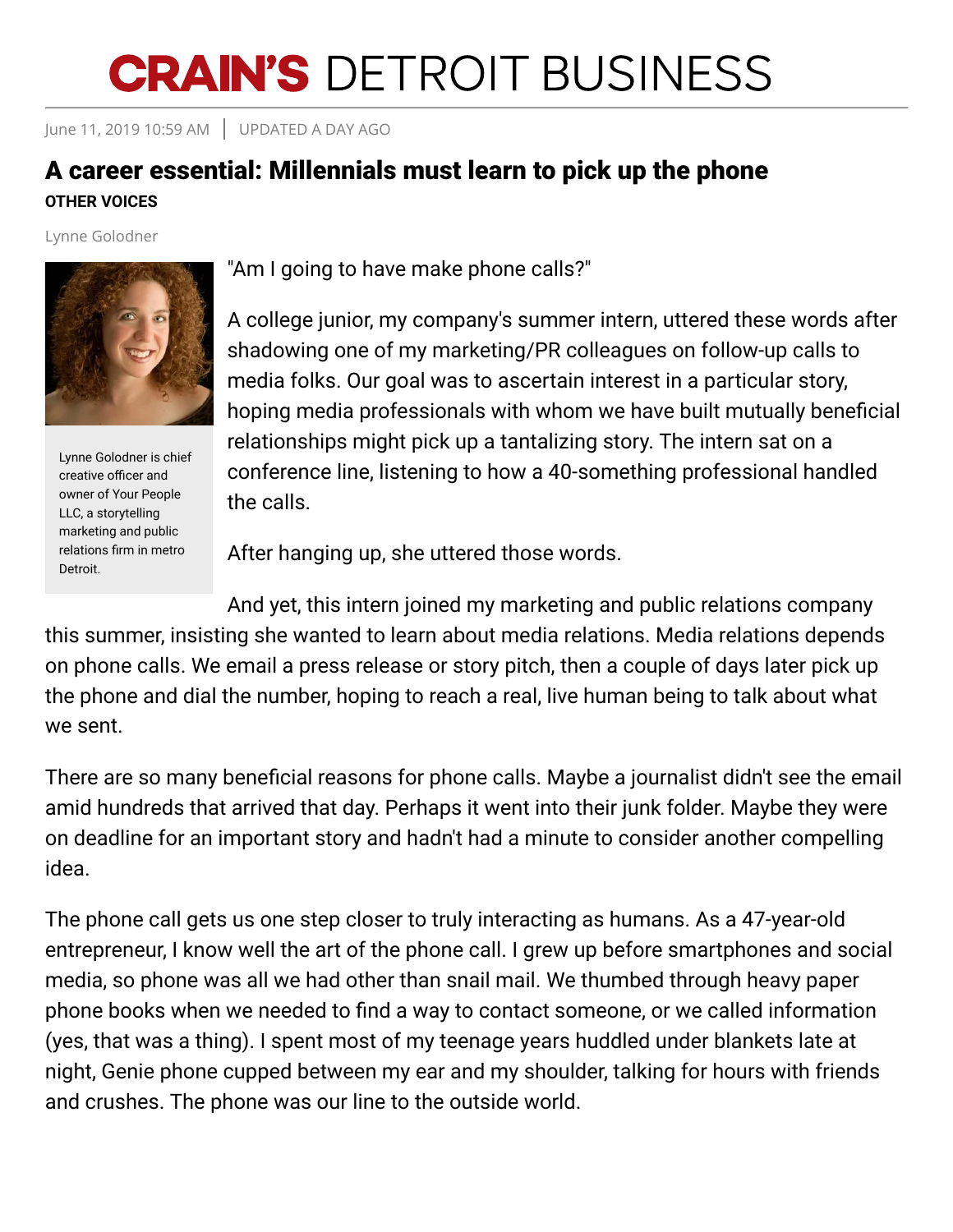# CRAIN'S DETROIT BUSINESS

June 11, 2019 10:59 AM | UPDATED A DAY AGO

## A career essential: Millennials must learn to pick up the phone

**OTHER VOICES**

Lynne Golodner

Lynne Golodner is chief creative officer and owner of Your People LLC, a storytelling marketing and public relations firm in metro Detroit.

"Am I going to have make phone calls?"

A college junior, my company's summer intern, uttered these words after shadowing one of my marketing/PR colleagues on follow-up calls to media folks. Our goal was to ascertain interest in a particular story, hoping media professionals with whom we have built mutually beneficial relationships might pick up a tantalizing story. The intern sat on a conference line, listening to how a 40-something professional handled the calls.

After hanging up, she uttered those words.

And yet, this intern joined my marketing and public relations company this summer, insisting she wanted to learn about media relations. Media relations depends on phone calls. We email a press release or story pitch, then a couple of days later pick up the phone and dial the number, hoping to reach a real, live human being to talk about what we sent.

There are so many beneficial reasons for phone calls. Maybe a journalist didn't see the email amid hundreds that arrived that day. Perhaps it went into their junk folder. Maybe they were on deadline for an important story and hadn't had a minute to consider another compelling idea.

The phone call gets us one step closer to truly interacting as humans. As a 47-year-old entrepreneur, I know well the art of the phone call. I grew up before smartphones and social media, so phone was all we had other than snail mail. We thumbed through heavy paper phone books when we needed to find a way to contact someone, or we called information (yes, that was a thing). I spent most of my teenage years huddled under blankets late at night, Genie phone cupped between my ear and my shoulder, talking for hours with friends and crushes. The phone was our line to the outside world.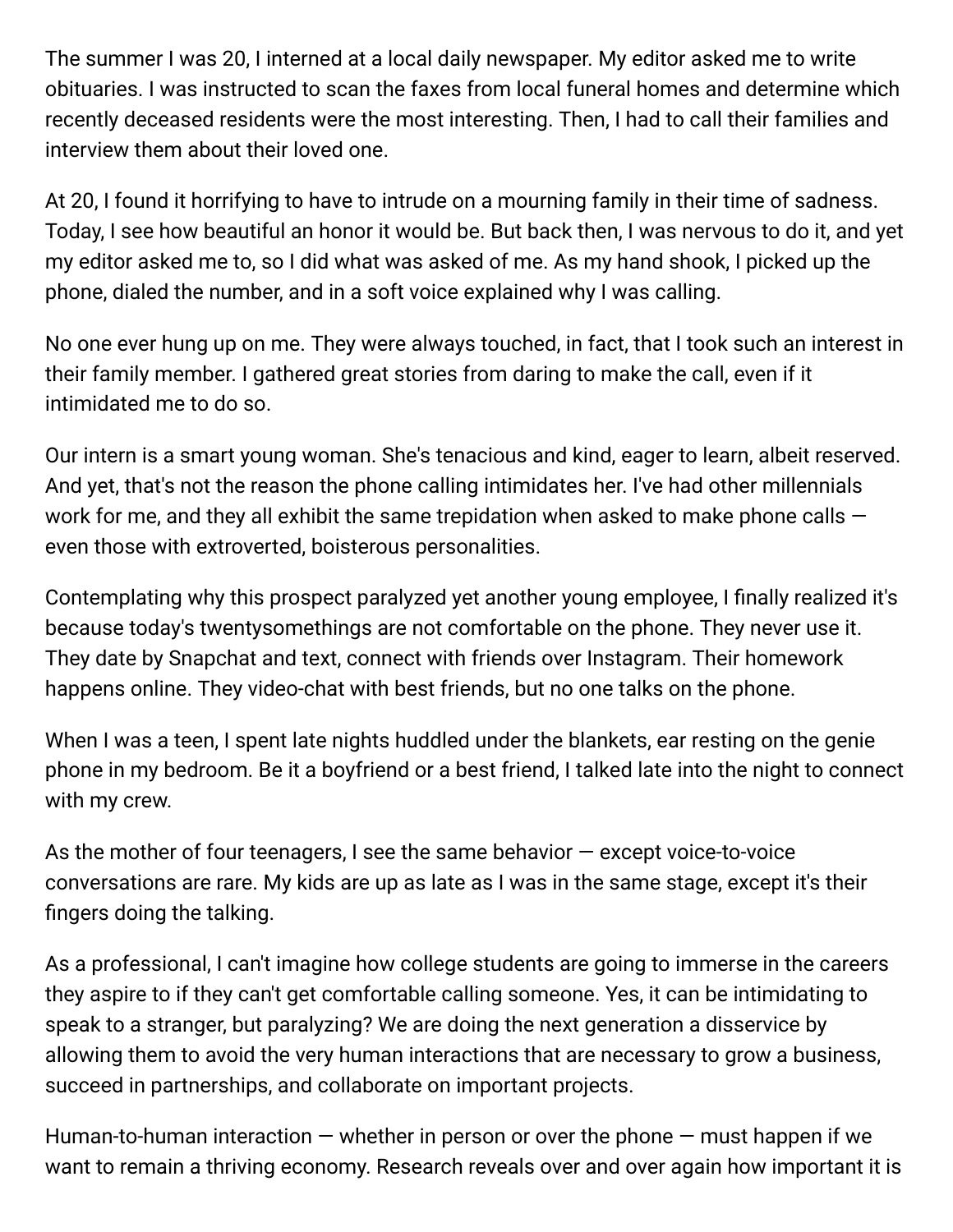The summer I was 20, I interned at a local daily newspaper. My editor asked me to write obituaries. I was instructed to scan the faxes from local funeral homes and determine which recently deceased residents were the most interesting. Then, I had to call their families and interview them about their loved one.

At 20, I found it horrifying to have to intrude on a mourning family in their time of sadness. Today, I see how beautiful an honor it would be. But back then, I was nervous to do it, and yet my editor asked me to, so I did what was asked of me. As my hand shook, I picked up the phone, dialed the number, and in a soft voice explained why I was calling.

No one ever hung up on me. They were always touched, in fact, that I took such an interest in their family member. I gathered great stories from daring to make the call, even if it intimidated me to do so.

Our intern is a smart young woman. She's tenacious and kind, eager to learn, albeit reserved. And yet, that's not the reason the phone calling intimidates her. I've had other millennials work for me, and they all exhibit the same trepidation when asked to make phone calls — even those with extroverted, boisterous personalities.

Contemplating why this prospect paralyzed yet another young employee, I finally realized it's because today's twentysomethings are not comfortable on the phone. They never use it. They date by Snapchat and text, connect with friends over Instagram. Their homework happens online. They video-chat with best friends, but no one talks on the phone.

When I was a teen, I spent late nights huddled under the blankets, ear resting on the genie phone in my bedroom. Be it a boyfriend or a best friend, I talked late into the night to connect with my crew.

As the mother of four teenagers, I see the same behavior — except voice-to-voice conversations are rare. My kids are up as late as I was in the same stage, except it's their fingers doing the talking.

As a professional, I can't imagine how college students are going to immerse in the careers they aspire to if they can't get comfortable calling someone. Yes, it can be intimidating to speak to a stranger, but paralyzing? We are doing the next generation a disservice by allowing them to avoid the very human interactions that are necessary to grow a business, succeed in partnerships, and collaborate on important projects.

Human-to-human interaction — whether in person or over the phone — must happen if we want to remain a thriving economy. Research reveals over and over again how important it is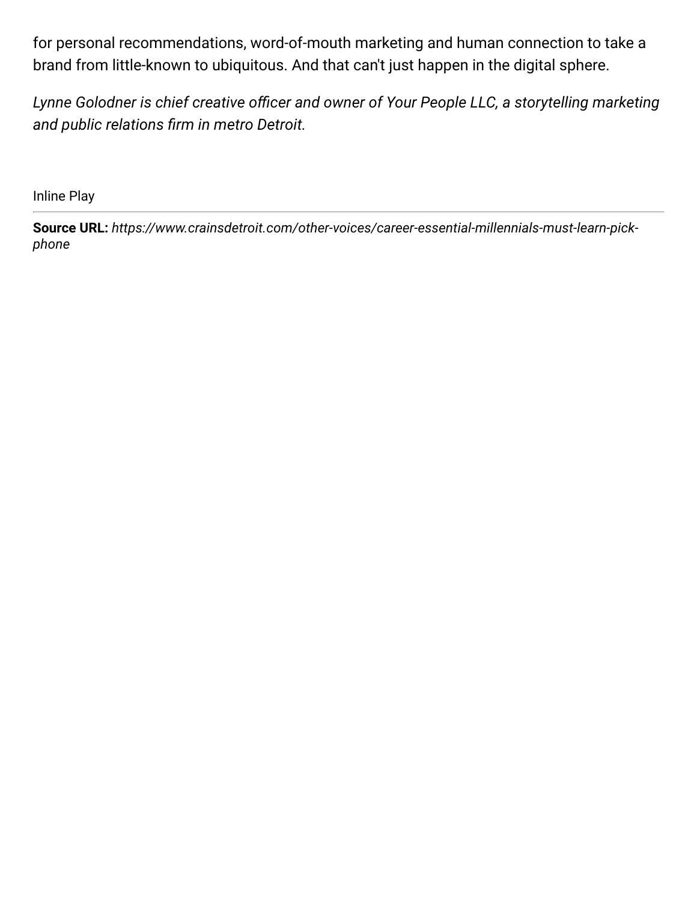for personal recommendations, word-of-mouth marketing and human connection to take a brand from little-known to ubiquitous. And that can't just happen in the digital sphere.

*Lynne Golodner is chief creative officer and owner of Your People LLC, a storytelling marketing and public relations firm in metro Detroit.*

Inline Play

---

**Source URL:** *https://www.crainsdetroit.com/other-voices/career-essential-millennials-must-learn-pick-phone*